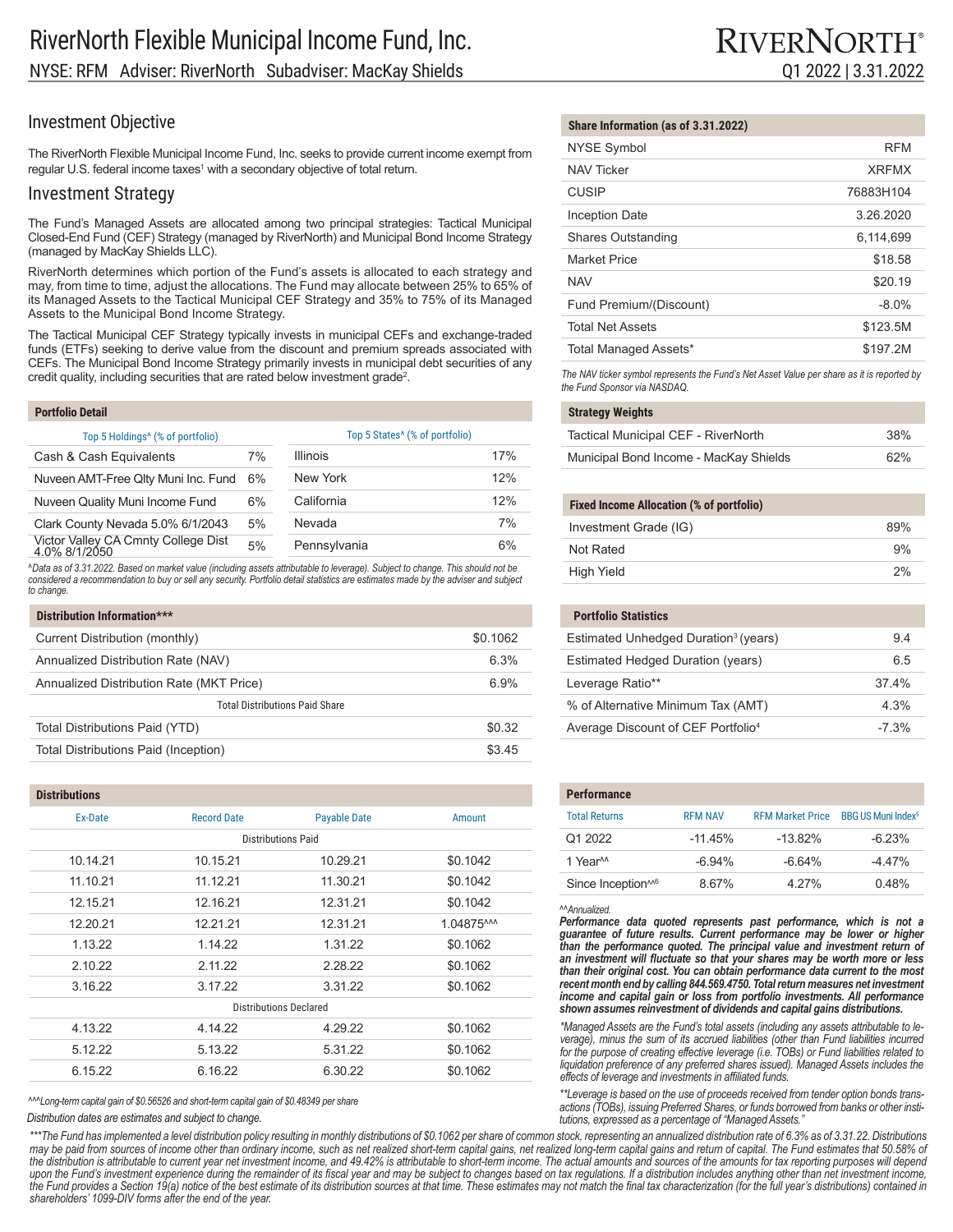# RiverNorth Flexible Municipal Income Fund, Inc.

NYSE: RFM Adviser: RiverNorth Subadviser: MacKay Shields

RIVERNORTH®

Q1 2022 | 3.31.2022

## Investment Objective

The RiverNorth Flexible Municipal Income Fund, Inc. seeks to provide current income exempt from regular U.S. federal income taxes[1] with a secondary objective of total return.

## Investment Strategy

The Fund's Managed Assets are allocated among two principal strategies: Tactical Municipal Closed-End Fund (CEF) Strategy (managed by RiverNorth) and Municipal Bond Income Strategy (managed by MacKay Shields LLC).

RiverNorth determines which portion of the Fund's assets is allocated to each strategy and may, from time to time, adjust the allocations. The Fund may allocate between 25% to 65% of its Managed Assets to the Tactical Municipal CEF Strategy and 35% to 75% of its Managed Assets to the Municipal Bond Income Strategy.

The Tactical Municipal CEF Strategy typically invests in municipal CEFs and exchange-traded funds (ETFs) seeking to derive value from the discount and premium spreads associated with CEFs. The Municipal Bond Income Strategy primarily invests in municipal debt securities of any credit quality, including securities that are rated below investment grade[2].

### Portfolio Detail

| Top 5 Holdings^ (% of portfolio) | |
|---|---|
| Cash & Cash Equivalents | 7% |
| Nuveen AMT-Free Qlty Muni Inc. Fund | 6% |
| Nuveen Quality Muni Income Fund | 6% |
| Clark County Nevada 5.0% 6/1/2043 | 5% |
| Victor Valley CA Cmnty College Dist 4.0% 8/1/2050 | 5% |

| Top 5 States^ (% of portfolio) | |
|---|---|
| Illinois | 17% |
| New York | 12% |
| California | 12% |
| Nevada | 7% |
| Pennsylvania | 6% |

*^Data as of 3.31.2022. Based on market value (including assets attributable to leverage). Subject to change. This should not be considered a recommendation to buy or sell any security. Portfolio detail statistics are estimates made by the adviser and subject to change.*

### Distribution Information***

| | |
|---|---|
| Current Distribution (monthly) | $0.1062 |
| Annualized Distribution Rate (NAV) | 6.3% |
| Annualized Distribution Rate (MKT Price) | 6.9% |
| **Total Distributions Paid Share** | |
| Total Distributions Paid (YTD) | $0.32 |
| Total Distributions Paid (Inception) | $3.45 |

### Distributions

| Ex-Date | Record Date | Payable Date | Amount |
|---|---|---|---|
| **Distributions Paid** | | | |
| 10.14.21 | 10.15.21 | 10.29.21 | $0.1042 |
| 11.10.21 | 11.12.21 | 11.30.21 | $0.1042 |
| 12.15.21 | 12.16.21 | 12.31.21 | $0.1042 |
| 12.20.21 | 12.21.21 | 12.31.21 | 1.04875^^^ |
| 1.13.22 | 1.14.22 | 1.31.22 | $0.1062 |
| 2.10.22 | 2.11.22 | 2.28.22 | $0.1062 |
| 3.16.22 | 3.17.22 | 3.31.22 | $0.1062 |
| **Distributions Declared** | | | |
| 4.13.22 | 4.14.22 | 4.29.22 | $0.1062 |
| 5.12.22 | 5.13.22 | 5.31.22 | $0.1062 |
| 6.15.22 | 6.16.22 | 6.30.22 | $0.1062 |

*^^^Long-term capital gain of $0.56526 and short-term capital gain of $0.48349 per share*

*Distribution dates are estimates and subject to change.*

### Share Information (as of 3.31.2022)

| | |
|---|---|
| NYSE Symbol | RFM |
| NAV Ticker | XRFMX |
| CUSIP | 76883H104 |
| Inception Date | 3.26.2020 |
| Shares Outstanding | 6,114,699 |
| Market Price | $18.58 |
| NAV | $20.19 |
| Fund Premium/(Discount) | -8.0% |
| Total Net Assets | $123.5M |
| Total Managed Assets* | $197.2M |

*The NAV ticker symbol represents the Fund's Net Asset Value per share as it is reported by the Fund Sponsor via NASDAQ.*

### Strategy Weights

| | |
|---|---|
| Tactical Municipal CEF - RiverNorth | 38% |
| Municipal Bond Income - MacKay Shields | 62% |

### Fixed Income Allocation (% of portfolio)

| | |
|---|---|
| Investment Grade (IG) | 89% |
| Not Rated | 9% |
| High Yield | 2% |

### Portfolio Statistics

| | |
|---|---|
| Estimated Unhedged Duration[3] (years) | 9.4 |
| Estimated Hedged Duration (years) | 6.5 |
| Leverage Ratio** | 37.4% |
| % of Alternative Minimum Tax (AMT) | 4.3% |
| Average Discount of CEF Portfolio[4] | -7.3% |

### Performance

| Total Returns | RFM NAV | RFM Market Price | BBG US Muni Index[5] |
|---|---|---|---|
| Q1 2022 | -11.45% | -13.82% | -6.23% |
| 1 Year^^ | -6.94% | -6.64% | -4.47% |
| Since Inception^^[6] | 8.67% | 4.27% | 0.48% |

*^^Annualized.*

***Performance data quoted represents past performance, which is not a guarantee of future results. Current performance may be lower or higher than the performance quoted. The principal value and investment return of an investment will fluctuate so that your shares may be worth more or less than their original cost. You can obtain performance data current to the most recent month end by calling 844.569.4750. Total return measures net investment income and capital gain or loss from portfolio investments. All performance shown assumes reinvestment of dividends and capital gains distributions.***

*\*Managed Assets are the Fund's total assets (including any assets attributable to leverage), minus the sum of its accrued liabilities (other than Fund liabilities incurred for the purpose of creating effective leverage (i.e. TOBs) or Fund liabilities related to liquidation preference of any preferred shares issued). Managed Assets includes the effects of leverage and investments in affiliated funds.*

*\*\*Leverage is based on the use of proceeds received from tender option bonds transactions (TOBs), issuing Preferred Shares, or funds borrowed from banks or other institutions, expressed as a percentage of "Managed Assets."*

*\*\*\*The Fund has implemented a level distribution policy resulting in monthly distributions of $0.1062 per share of common stock, representing an annualized distribution rate of 6.3% as of 3.31.22. Distributions may be paid from sources of income other than ordinary income, such as net realized short-term capital gains, net realized long-term capital gains and return of capital. The Fund estimates that 50.58% of the distribution is attributable to current year net investment income, and 49.42% is attributable to short-term income. The actual amounts and sources of the amounts for tax reporting purposes will depend upon the Fund's investment experience during the remainder of its fiscal year and may be subject to changes based on tax regulations. If a distribution includes anything other than net investment income, the Fund provides a Section 19(a) notice of the best estimate of its distribution sources at that time. These estimates may not match the final tax characterization (for the full year's distributions) contained in shareholders' 1099-DIV forms after the end of the year.*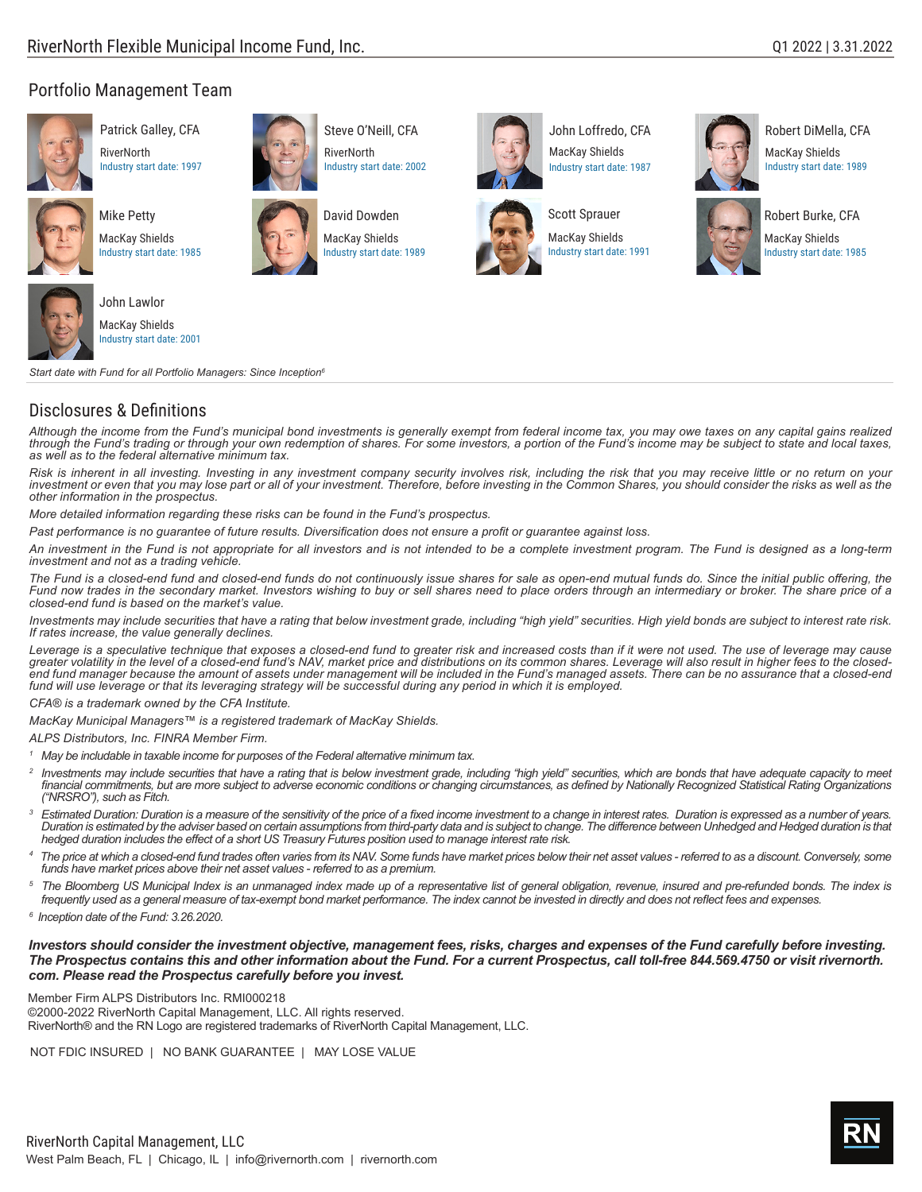## Portfolio Management Team

**Patrick Galley, CFA**
RiverNorth
Industry start date: 1997

**Steve O'Neill, CFA**
RiverNorth
Industry start date: 2002

**John Loffredo, CFA**
MacKay Shields
Industry start date: 1987

**Robert DiMella, CFA**
MacKay Shields
Industry start date: 1989

**Mike Petty**
MacKay Shields
Industry start date: 1985

**David Dowden**
MacKay Shields
Industry start date: 1989

**Scott Sprauer**
MacKay Shields
Industry start date: 1991

**Robert Burke, CFA**
MacKay Shields
Industry start date: 1985

**John Lawlor**
MacKay Shields
Industry start date: 2001

*Start date with Fund for all Portfolio Managers: Since Inception[6]*

## Disclosures & Definitions

*Although the income from the Fund's municipal bond investments is generally exempt from federal income tax, you may owe taxes on any capital gains realized through the Fund's trading or through your own redemption of shares. For some investors, a portion of the Fund's income may be subject to state and local taxes, as well as to the federal alternative minimum tax.*

*Risk is inherent in all investing. Investing in any investment company security involves risk, including the risk that you may receive little or no return on your investment or even that you may lose part or all of your investment. Therefore, before investing in the Common Shares, you should consider the risks as well as the other information in the prospectus.*

*More detailed information regarding these risks can be found in the Fund's prospectus.*

*Past performance is no guarantee of future results. Diversification does not ensure a profit or guarantee against loss.*

*An investment in the Fund is not appropriate for all investors and is not intended to be a complete investment program. The Fund is designed as a long-term investment and not as a trading vehicle.*

*The Fund is a closed-end fund and closed-end funds do not continuously issue shares for sale as open-end mutual funds do. Since the initial public offering, the Fund now trades in the secondary market. Investors wishing to buy or sell shares need to place orders through an intermediary or broker. The share price of a closed-end fund is based on the market's value.*

*Investments may include securities that have a rating that below investment grade, including "high yield" securities. High yield bonds are subject to interest rate risk. If rates increase, the value generally declines.*

*Leverage is a speculative technique that exposes a closed-end fund to greater risk and increased costs than if it were not used. The use of leverage may cause greater volatility in the level of a closed-end fund's NAV, market price and distributions on its common shares. Leverage will also result in higher fees to the closed-end fund manager because the amount of assets under management will be included in the Fund's managed assets. There can be no assurance that a closed-end fund will use leverage or that its leveraging strategy will be successful during any period in which it is employed.*

*CFA® is a trademark owned by the CFA Institute.*

*MacKay Municipal Managers™ is a registered trademark of MacKay Shields.*

*ALPS Distributors, Inc. FINRA Member Firm.*

[1] *May be includable in taxable income for purposes of the Federal alternative minimum tax.*

[2] *Investments may include securities that have a rating that is below investment grade, including "high yield" securities, which are bonds that have adequate capacity to meet financial commitments, but are more subject to adverse economic conditions or changing circumstances, as defined by Nationally Recognized Statistical Rating Organizations ("NRSRO"), such as Fitch.*

[3] *Estimated Duration: Duration is a measure of the sensitivity of the price of a fixed income investment to a change in interest rates. Duration is expressed as a number of years. Duration is estimated by the adviser based on certain assumptions from third-party data and is subject to change. The difference between Unhedged and Hedged duration is that hedged duration includes the effect of a short US Treasury Futures position used to manage interest rate risk.*

[4] *The price at which a closed-end fund trades often varies from its NAV. Some funds have market prices below their net asset values - referred to as a discount. Conversely, some funds have market prices above their net asset values - referred to as a premium.*

[5] *The Bloomberg US Municipal Index is an unmanaged index made up of a representative list of general obligation, revenue, insured and pre-refunded bonds. The index is frequently used as a general measure of tax-exempt bond market performance. The index cannot be invested in directly and does not reflect fees and expenses.*

[6] *Inception date of the Fund: 3.26.2020.*

***Investors should consider the investment objective, management fees, risks, charges and expenses of the Fund carefully before investing. The Prospectus contains this and other information about the Fund. For a current Prospectus, call toll-free 844.569.4750 or visit rivernorth.com. Please read the Prospectus carefully before you invest.***

Member Firm ALPS Distributors Inc. RMI000218
©2000-2022 RiverNorth Capital Management, LLC. All rights reserved.
RiverNorth® and the RN Logo are registered trademarks of RiverNorth Capital Management, LLC.

NOT FDIC INSURED | NO BANK GUARANTEE | MAY LOSE VALUE

RiverNorth Capital Management, LLC
West Palm Beach, FL | Chicago, IL | info@rivernorth.com | rivernorth.com